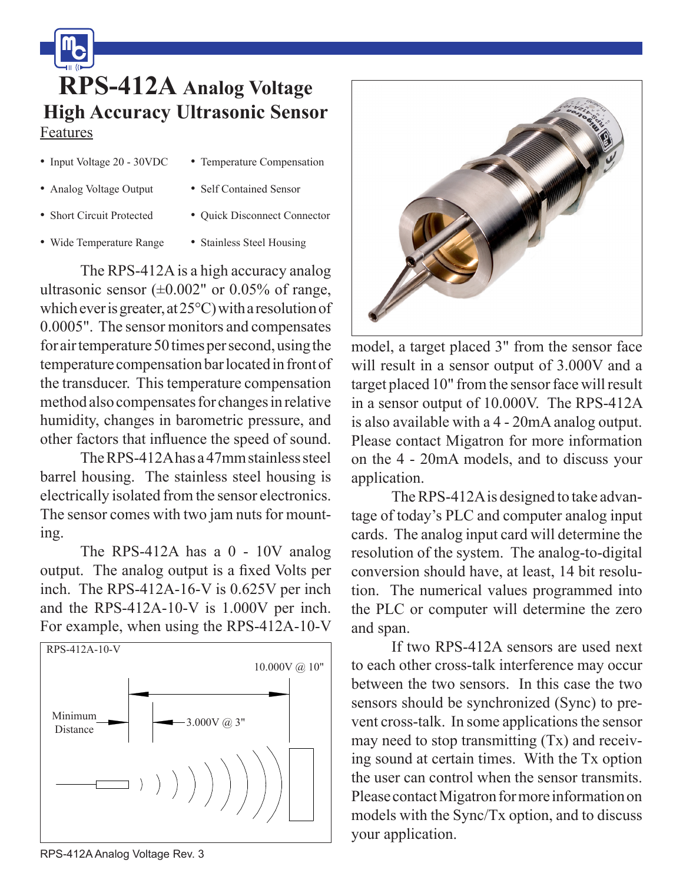# RPS-412A Analog Voltage High Accuracy Ultrasonic Sensor

## Features

- Input Voltage 20 - 30VDC
- Analog Voltage Output
- Short Circuit Protected
- Wide Temperature Range
- Temperature Compensation
- Self Contained Sensor
- Quick Disconnect Connector
- Stainless Steel Housing

The RPS-412A is a high accuracy analog ultrasonic sensor (±0.002" or 0.05% of range, which ever is greater, at 25°C) with a resolution of 0.0005". The sensor monitors and compensates for air temperature 50 times per second, using the temperature compensation bar located in front of the transducer. This temperature compensation method also compensates for changes in relative humidity, changes in barometric pressure, and other factors that influence the speed of sound.

The RPS-412A has a 47mm stainless steel barrel housing. The stainless steel housing is electrically isolated from the sensor electronics. The sensor comes with two jam nuts for mounting.

The RPS-412A has a 0 - 10V analog output. The analog output is a fixed Volts per inch. The RPS-412A-16-V is 0.625V per inch and the RPS-412A-10-V is 1.000V per inch. For example, when using the RPS-412A-10-V model, a target placed 3" from the sensor face will result in a sensor output of 3.000V and a target placed 10" from the sensor face will result in a sensor output of 10.000V. The RPS-412A is also available with a 4 - 20mA analog output. Please contact Migatron for more information on the 4 - 20mA models, and to discuss your application.

RPS-412A-10-V

10.000V @ 10"

Minimum Distance

3.000V @ 3"

The RPS-412A is designed to take advantage of today's PLC and computer analog input cards. The analog input card will determine the resolution of the system. The analog-to-digital conversion should have, at least, 14 bit resolution. The numerical values programmed into the PLC or computer will determine the zero and span.

If two RPS-412A sensors are used next to each other cross-talk interference may occur between the two sensors. In this case the two sensors should be synchronized (Sync) to prevent cross-talk. In some applications the sensor may need to stop transmitting (Tx) and receiving sound at certain times. With the Tx option the user can control when the sensor transmits. Please contact Migatron for more information on models with the Sync/Tx option, and to discuss your application.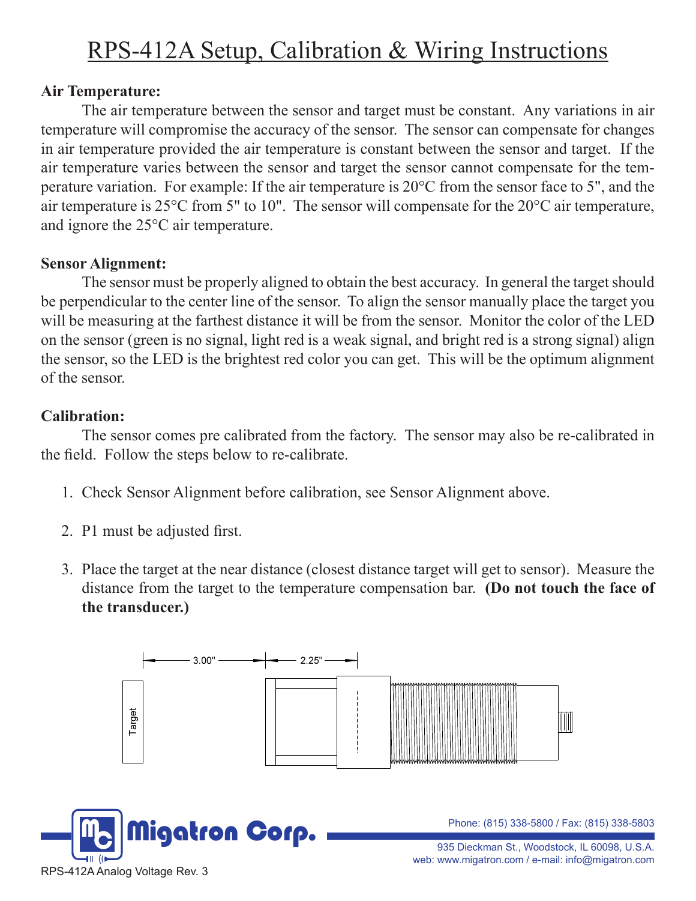# RPS-412A Setup, Calibration & Wiring Instructions

**Air Temperature:**

The air temperature between the sensor and target must be constant. Any variations in air temperature will compromise the accuracy of the sensor. The sensor can compensate for changes in air temperature provided the air temperature is constant between the sensor and target. If the air temperature varies between the sensor and target the sensor cannot compensate for the temperature variation. For example: If the air temperature is 20°C from the sensor face to 5", and the air temperature is 25°C from 5" to 10". The sensor will compensate for the 20°C air temperature, and ignore the 25°C air temperature.

**Sensor Alignment:**

The sensor must be properly aligned to obtain the best accuracy. In general the target should be perpendicular to the center line of the sensor. To align the sensor manually place the target you will be measuring at the farthest distance it will be from the sensor. Monitor the color of the LED on the sensor (green is no signal, light red is a weak signal, and bright red is a strong signal) align the sensor, so the LED is the brightest red color you can get. This will be the optimum alignment of the sensor.

**Calibration:**

The sensor comes pre calibrated from the factory. The sensor may also be re-calibrated in the field. Follow the steps below to re-calibrate.

1. Check Sensor Alignment before calibration, see Sensor Alignment above.
2. P1 must be adjusted first.
3. Place the target at the near distance (closest distance target will get to sensor). Measure the distance from the target to the temperature compensation bar. **(Do not touch the face of the transducer.)**

Target — 3.00" — 2.25"

RPS-412A Analog Voltage Rev. 3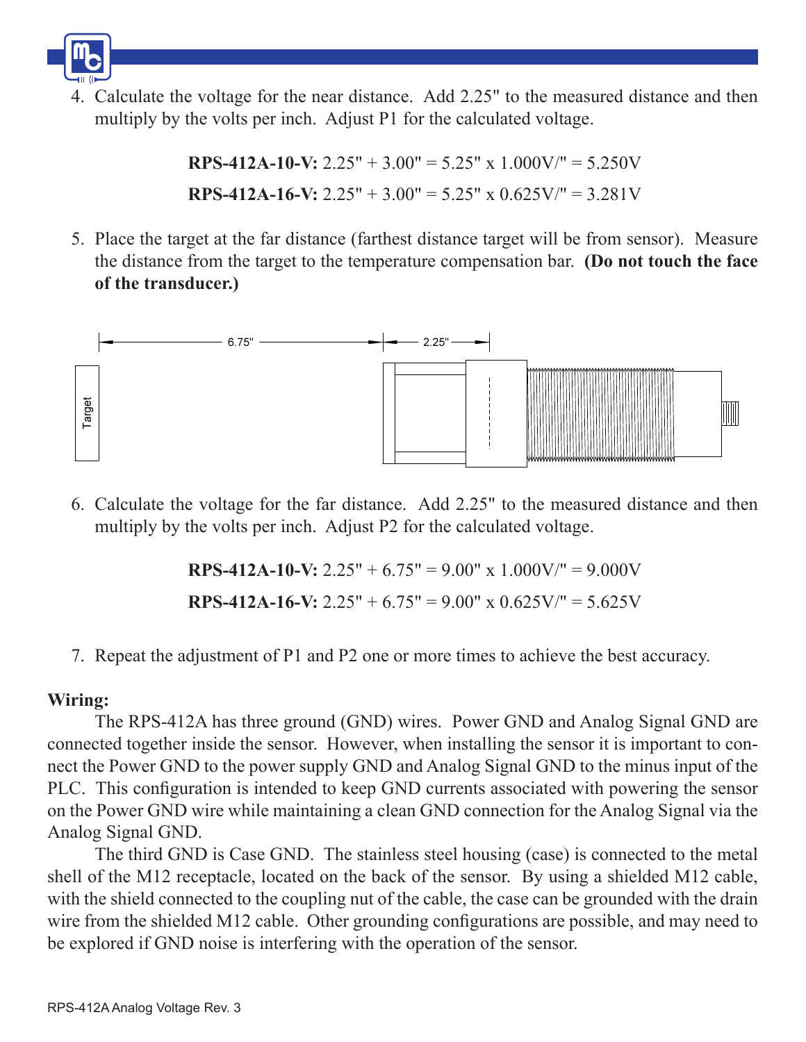4. Calculate the voltage for the near distance. Add 2.25" to the measured distance and then multiply by the volts per inch. Adjust P1 for the calculated voltage.

   **RPS-412A-10-V:** 2.25" + 3.00" = 5.25" x 1.000V/" = 5.250V

   **RPS-412A-16-V:** 2.25" + 3.00" = 5.25" x 0.625V/" = 3.281V

5. Place the target at the far distance (farthest distance target will be from sensor). Measure the distance from the target to the temperature compensation bar. **(Do not touch the face of the transducer.)**

6. Calculate the voltage for the far distance. Add 2.25" to the measured distance and then multiply by the volts per inch. Adjust P2 for the calculated voltage.

   **RPS-412A-10-V:** 2.25" + 6.75" = 9.00" x 1.000V/" = 9.000V

   **RPS-412A-16-V:** 2.25" + 6.75" = 9.00" x 0.625V/" = 5.625V

7. Repeat the adjustment of P1 and P2 one or more times to achieve the best accuracy.

**Wiring:**

The RPS-412A has three ground (GND) wires. Power GND and Analog Signal GND are connected together inside the sensor. However, when installing the sensor it is important to connect the Power GND to the power supply GND and Analog Signal GND to the minus input of the PLC. This configuration is intended to keep GND currents associated with powering the sensor on the Power GND wire while maintaining a clean GND connection for the Analog Signal via the Analog Signal GND.

The third GND is Case GND. The stainless steel housing (case) is connected to the metal shell of the M12 receptacle, located on the back of the sensor. By using a shielded M12 cable, with the shield connected to the coupling nut of the cable, the case can be grounded with the drain wire from the shielded M12 cable. Other grounding configurations are possible, and may need to be explored if GND noise is interfering with the operation of the sensor.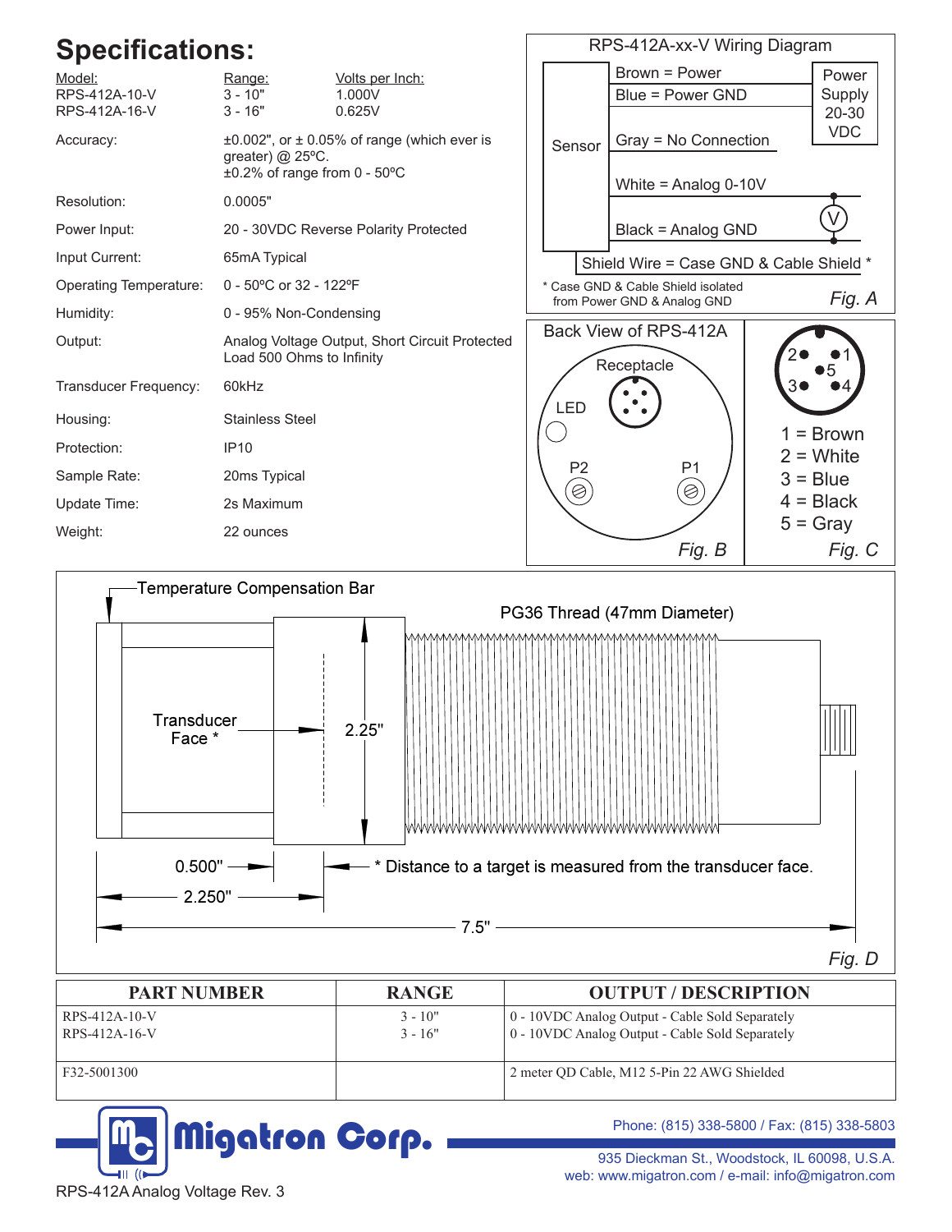# Specifications:

| Model: | Range: | Volts per Inch: |
|---|---|---|
| RPS-412A-10-V | 3 - 10" | 1.000V |
| RPS-412A-16-V | 3 - 16" | 0.625V |

| | |
|---|---|
| Accuracy: | ±0.002", or ± 0.05% of range (which ever is greater) @ 25ºC. ±0.2% of range from 0 - 50ºC |
| Resolution: | 0.0005" |
| Power Input: | 20 - 30VDC Reverse Polarity Protected |
| Input Current: | 65mA Typical |
| Operating Temperature: | 0 - 50ºC or 32 - 122ºF |
| Humidity: | 0 - 95% Non-Condensing |
| Output: | Analog Voltage Output, Short Circuit Protected Load 500 Ohms to Infinity |
| Transducer Frequency: | 60kHz |
| Housing: | Stainless Steel |
| Protection: | IP10 |
| Sample Rate: | 20ms Typical |
| Update Time: | 2s Maximum |
| Weight: | 22 ounces |

RPS-412A-xx-V Wiring Diagram

Sensor

Brown = Power

Blue = Power GND

Gray = No Connection

White = Analog 0-10V

Black = Analog GND

Shield Wire = Case GND & Cable Shield *

Power Supply 20-30 VDC

V

* Case GND & Cable Shield isolated from Power GND & Analog GND

*Fig. A*

Back View of RPS-412A

Receptacle

LED

P2

P1

*Fig. B*

1 = Brown
2 = White
3 = Blue
4 = Black
5 = Gray

*Fig. C*

Temperature Compensation Bar

PG36 Thread (47mm Diameter)

Transducer Face *

2.25"

0.500"

2.250"

7.5"

* Distance to a target is measured from the transducer face.

*Fig. D*

| PART NUMBER | RANGE | OUTPUT / DESCRIPTION |
|---|---|---|
| RPS-412A-10-V<br>RPS-412A-16-V | 3 - 10"<br>3 - 16" | 0 - 10VDC Analog Output - Cable Sold Separately<br>0 - 10VDC Analog Output - Cable Sold Separately |
| F32-5001300 | | 2 meter QD Cable, M12 5-Pin 22 AWG Shielded |

Migatron Corp.

Phone: (815) 338-5800 / Fax: (815) 338-5803

935 Dieckman St., Woodstock, IL 60098, U.S.A.
web: www.migatron.com / e-mail: info@migatron.com

RPS-412A Analog Voltage Rev. 3